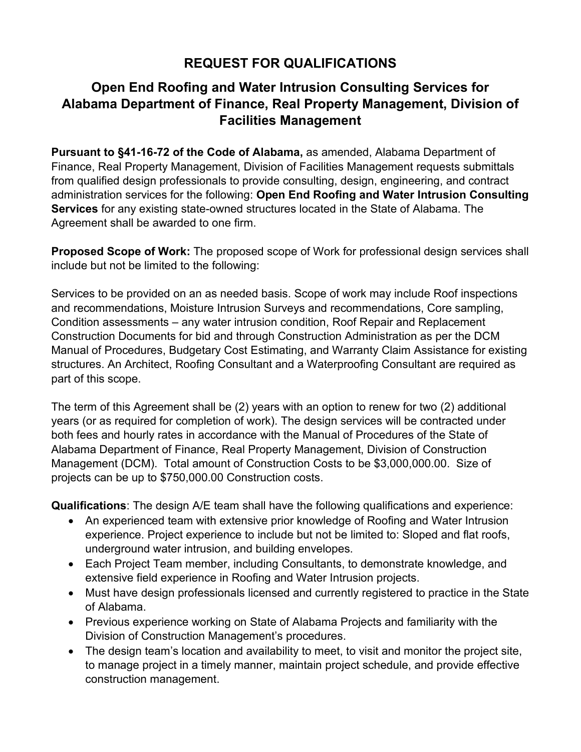# REQUEST FOR QUALIFICATIONS

## Open End Roofing and Water Intrusion Consulting Services for Alabama Department of Finance, Real Property Management, Division of Facilities Management

**Pursuant to §41-16-72 of the Code of Alabama,** as amended, Alabama Department of Finance, Real Property Management, Division of Facilities Management requests submittals from qualified design professionals to provide consulting, design, engineering, and contract administration services for the following: **Open End Roofing and Water Intrusion Consulting Services** for any existing state-owned structures located in the State of Alabama. The Agreement shall be awarded to one firm.

**Proposed Scope of Work:** The proposed scope of Work for professional design services shall include but not be limited to the following:

Services to be provided on an as needed basis. Scope of work may include Roof inspections and recommendations, Moisture Intrusion Surveys and recommendations, Core sampling, Condition assessments – any water intrusion condition, Roof Repair and Replacement Construction Documents for bid and through Construction Administration as per the DCM Manual of Procedures, Budgetary Cost Estimating, and Warranty Claim Assistance for existing structures. An Architect, Roofing Consultant and a Waterproofing Consultant are required as part of this scope.

The term of this Agreement shall be (2) years with an option to renew for two (2) additional years (or as required for completion of work). The design services will be contracted under both fees and hourly rates in accordance with the Manual of Procedures of the State of Alabama Department of Finance, Real Property Management, Division of Construction Management (DCM). Total amount of Construction Costs to be $3,000,000.00. Size of projects can be up to $750,000.00 Construction costs.

**Qualifications**: The design A/E team shall have the following qualifications and experience:

- An experienced team with extensive prior knowledge of Roofing and Water Intrusion experience. Project experience to include but not be limited to: Sloped and flat roofs, underground water intrusion, and building envelopes.
- Each Project Team member, including Consultants, to demonstrate knowledge, and extensive field experience in Roofing and Water Intrusion projects.
- Must have design professionals licensed and currently registered to practice in the State of Alabama.
- Previous experience working on State of Alabama Projects and familiarity with the Division of Construction Management's procedures.
- The design team's location and availability to meet, to visit and monitor the project site, to manage project in a timely manner, maintain project schedule, and provide effective construction management.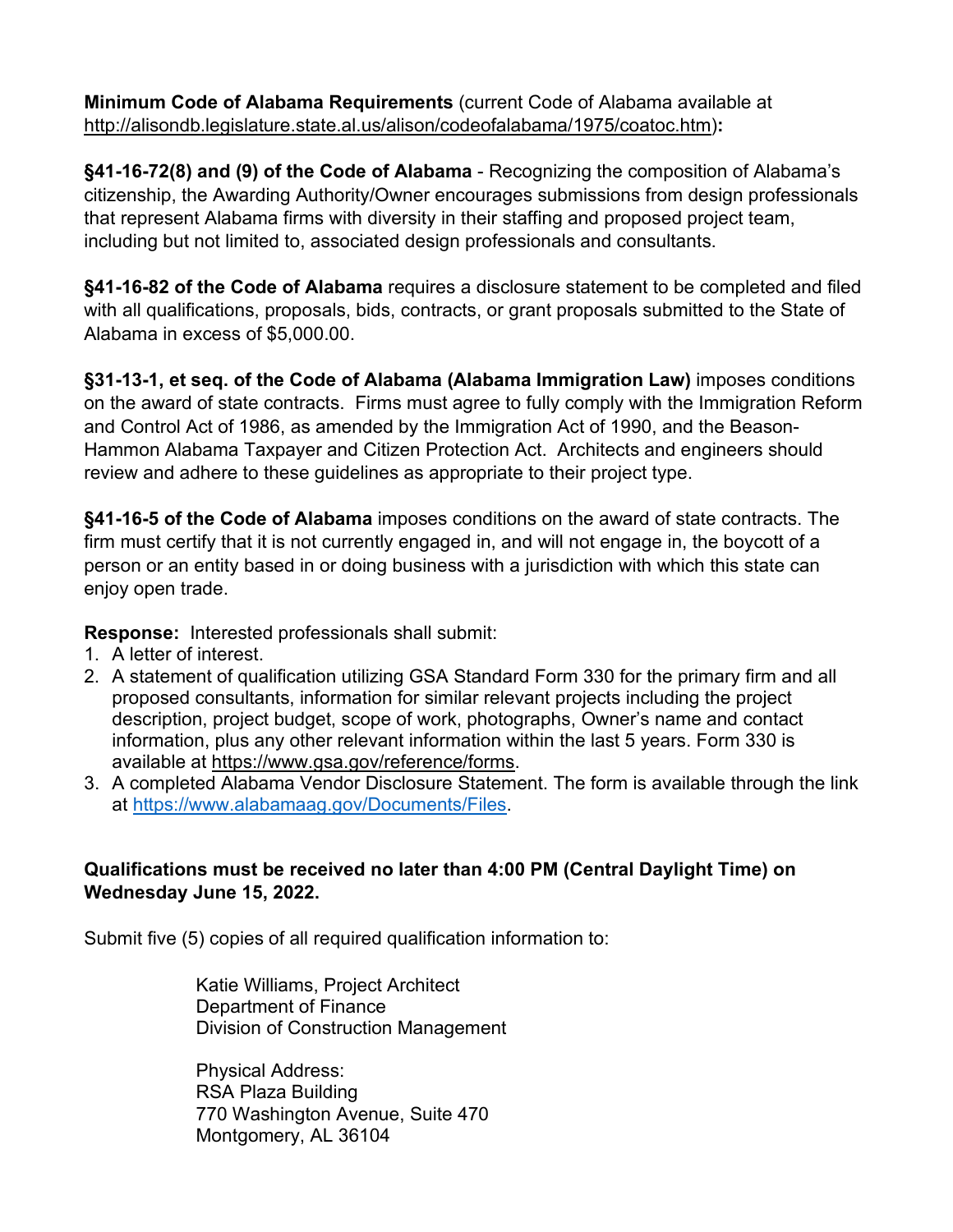**Minimum Code of Alabama Requirements** (current Code of Alabama available at http://alisondb.legislature.state.al.us/alison/codeofalabama/1975/coatoc.htm)**:**

**§41-16-72(8) and (9) of the Code of Alabama** - Recognizing the composition of Alabama's citizenship, the Awarding Authority/Owner encourages submissions from design professionals that represent Alabama firms with diversity in their staffing and proposed project team, including but not limited to, associated design professionals and consultants.

**§41-16-82 of the Code of Alabama** requires a disclosure statement to be completed and filed with all qualifications, proposals, bids, contracts, or grant proposals submitted to the State of Alabama in excess of $5,000.00.

**§31-13-1, et seq. of the Code of Alabama (Alabama Immigration Law)** imposes conditions on the award of state contracts. Firms must agree to fully comply with the Immigration Reform and Control Act of 1986, as amended by the Immigration Act of 1990, and the Beason-Hammon Alabama Taxpayer and Citizen Protection Act. Architects and engineers should review and adhere to these guidelines as appropriate to their project type.

**§41-16-5 of the Code of Alabama** imposes conditions on the award of state contracts. The firm must certify that it is not currently engaged in, and will not engage in, the boycott of a person or an entity based in or doing business with a jurisdiction with which this state can enjoy open trade.

**Response:** Interested professionals shall submit:

1. A letter of interest.
2. A statement of qualification utilizing GSA Standard Form 330 for the primary firm and all proposed consultants, information for similar relevant projects including the project description, project budget, scope of work, photographs, Owner's name and contact information, plus any other relevant information within the last 5 years. Form 330 is available at https://www.gsa.gov/reference/forms.
3. A completed Alabama Vendor Disclosure Statement. The form is available through the link at https://www.alabamaag.gov/Documents/Files.

**Qualifications must be received no later than 4:00 PM (Central Daylight Time) on Wednesday June 15, 2022.**

Submit five (5) copies of all required qualification information to:

Katie Williams, Project Architect
Department of Finance
Division of Construction Management

Physical Address:
RSA Plaza Building
770 Washington Avenue, Suite 470
Montgomery, AL 36104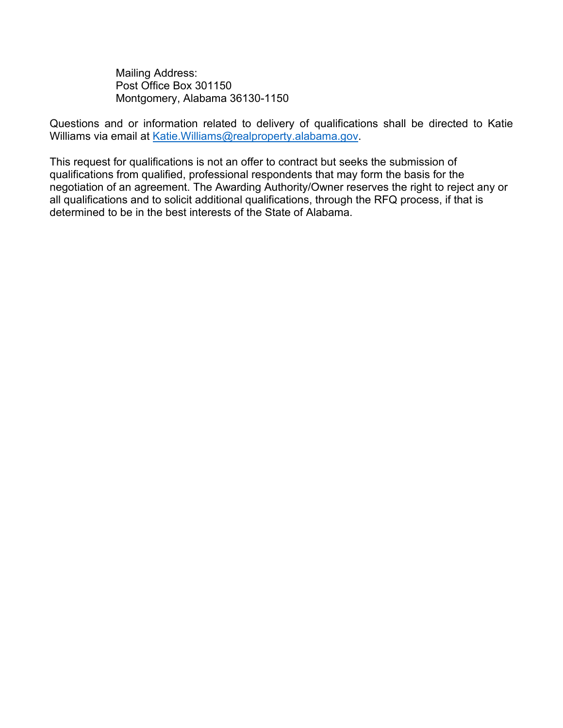Mailing Address:
Post Office Box 301150
Montgomery, Alabama 36130-1150

Questions and or information related to delivery of qualifications shall be directed to Katie Williams via email at [Katie.Williams@realproperty.alabama.gov](mailto:Katie.Williams@realproperty.alabama.gov).

This request for qualifications is not an offer to contract but seeks the submission of qualifications from qualified, professional respondents that may form the basis for the negotiation of an agreement. The Awarding Authority/Owner reserves the right to reject any or all qualifications and to solicit additional qualifications, through the RFQ process, if that is determined to be in the best interests of the State of Alabama.